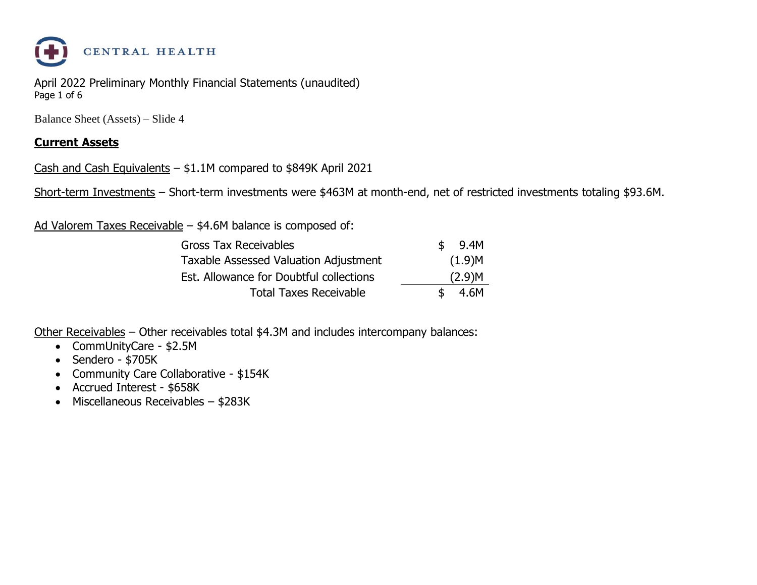CENTRAL HEALTH

April 2022 Preliminary Monthly Financial Statements (unaudited)

Balance Sheet (Assets) – Slide 4

## **Current Assets**

Cash and Cash Equivalents – $1.1M compared to $849K April 2021

Short-term Investments – Short-term investments were $463M at month-end, net of restricted investments totaling $93.6M.

Ad Valorem Taxes Receivable – $4.6M balance is composed of:

| | |
|---|---|
| Gross Tax Receivables | $ 9.4M |
| Taxable Assessed Valuation Adjustment | (1.9)M |
| Est. Allowance for Doubtful collections | (2.9)M |
| Total Taxes Receivable | $ 4.6M |

Other Receivables – Other receivables total $4.3M and includes intercompany balances:

- CommUnityCare - $2.5M
- Sendero - $705K
- Community Care Collaborative - $154K
- Accrued Interest - $658K
- Miscellaneous Receivables – $283K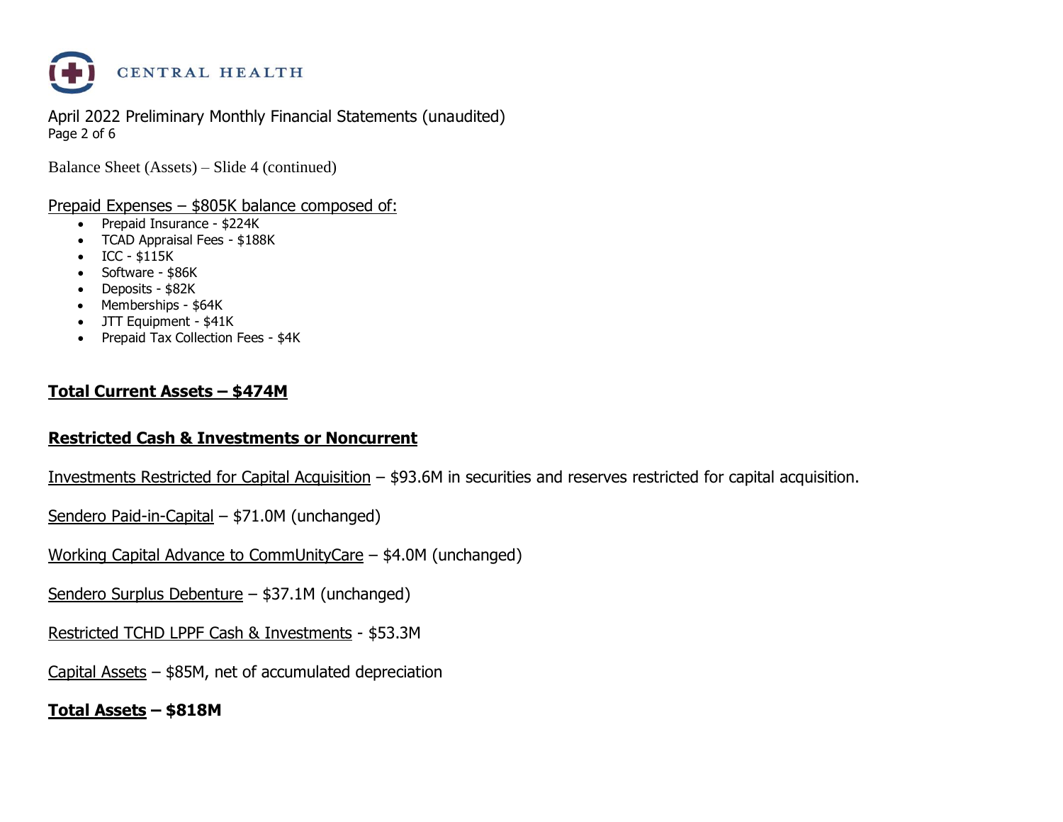April 2022 Preliminary Monthly Financial Statements (unaudited)

Balance Sheet (Assets) – Slide 4 (continued)

Prepaid Expenses – $805K balance composed of:

- Prepaid Insurance - $224K
- TCAD Appraisal Fees - $188K
- ICC - $115K
- Software - $86K
- Deposits - $82K
- Memberships - $64K
- JTT Equipment - $41K
- Prepaid Tax Collection Fees - $4K

**Total Current Assets – $474M**

**Restricted Cash & Investments or Noncurrent**

Investments Restricted for Capital Acquisition – $93.6M in securities and reserves restricted for capital acquisition.

Sendero Paid-in-Capital – $71.0M (unchanged)

Working Capital Advance to CommUnityCare – $4.0M (unchanged)

Sendero Surplus Debenture – $37.1M (unchanged)

Restricted TCHD LPPF Cash & Investments - $53.3M

Capital Assets – $85M, net of accumulated depreciation

**Total Assets – $818M**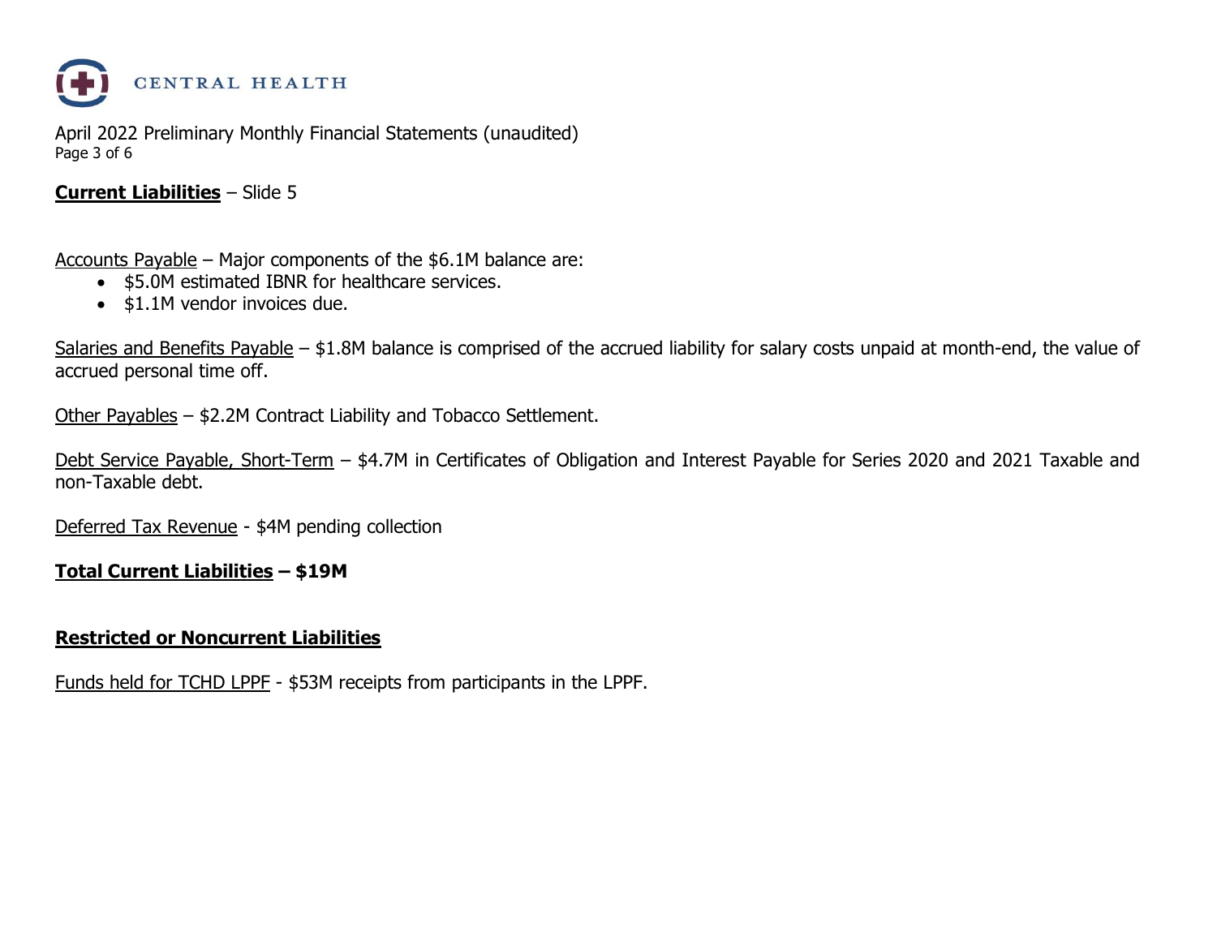**Current Liabilities** – Slide 5

Accounts Payable – Major components of the $6.1M balance are:

- $5.0M estimated IBNR for healthcare services.
- $1.1M vendor invoices due.

Salaries and Benefits Payable – $1.8M balance is comprised of the accrued liability for salary costs unpaid at month-end, the value of accrued personal time off.

Other Payables – $2.2M Contract Liability and Tobacco Settlement.

Debt Service Payable, Short-Term – $4.7M in Certificates of Obligation and Interest Payable for Series 2020 and 2021 Taxable and non-Taxable debt.

Deferred Tax Revenue - $4M pending collection

**Total Current Liabilities – $19M**

**Restricted or Noncurrent Liabilities**

Funds held for TCHD LPPF - $53M receipts from participants in the LPPF.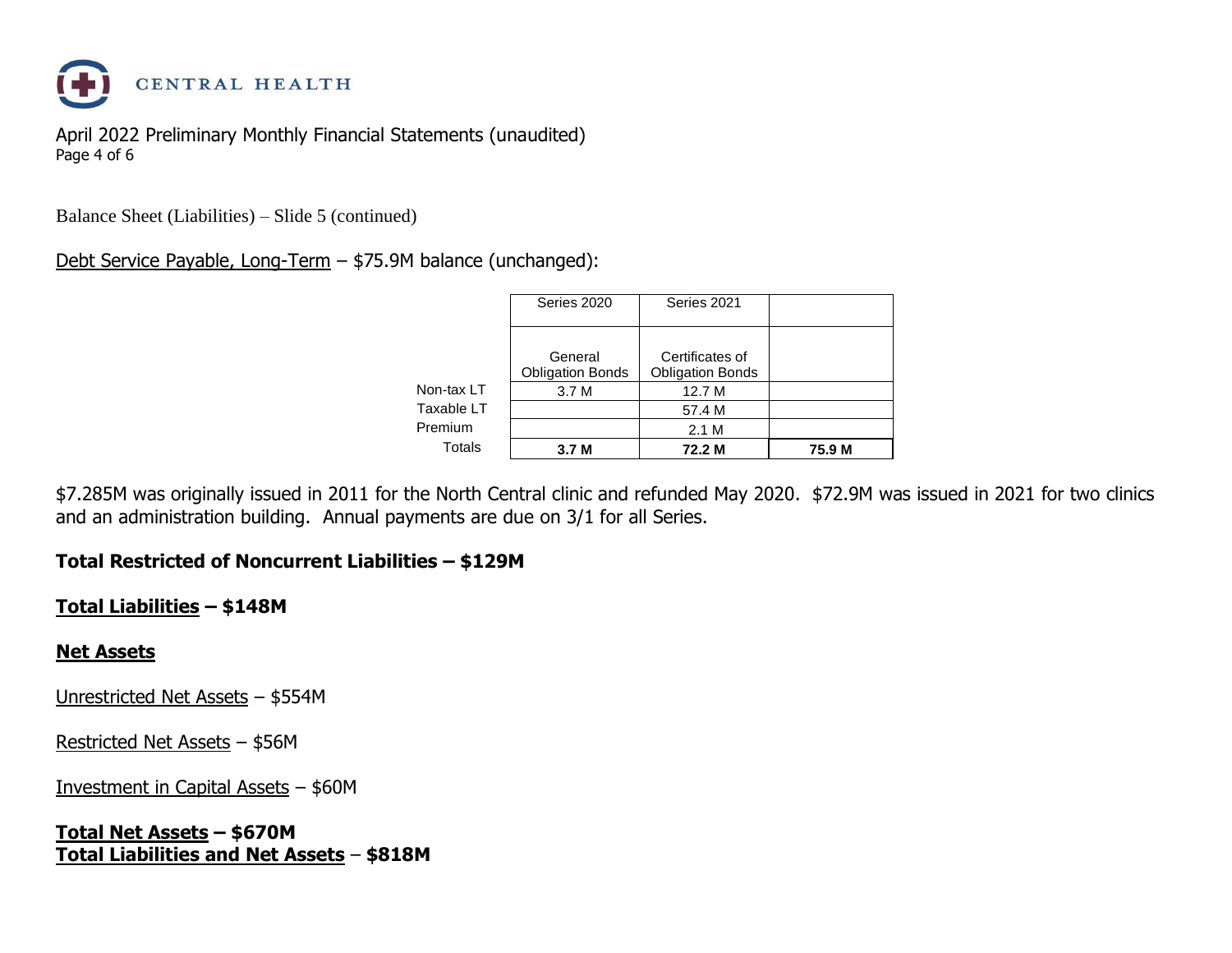April 2022 Preliminary Monthly Financial Statements (unaudited)

Balance Sheet (Liabilities) – Slide 5 (continued)

Debt Service Payable, Long-Term – $75.9M balance (unchanged):

| | Series 2020 | Series 2021 | |
|---|---|---|---|
| | General Obligation Bonds | Certificates of Obligation Bonds | |
| Non-tax LT | 3.7 M | 12.7 M | |
| Taxable LT | | 57.4 M | |
| Premium | | 2.1 M | |
| Totals | **3.7 M** | **72.2 M** | **75.9 M** |

$7.285M was originally issued in 2011 for the North Central clinic and refunded May 2020. $72.9M was issued in 2021 for two clinics and an administration building. Annual payments are due on 3/1 for all Series.

**Total Restricted of Noncurrent Liabilities – $129M**

**Total Liabilities – $148M**

**Net Assets**

Unrestricted Net Assets – $554M

Restricted Net Assets – $56M

Investment in Capital Assets – $60M

**Total Net Assets – $670M**
**Total Liabilities and Net Assets – $818M**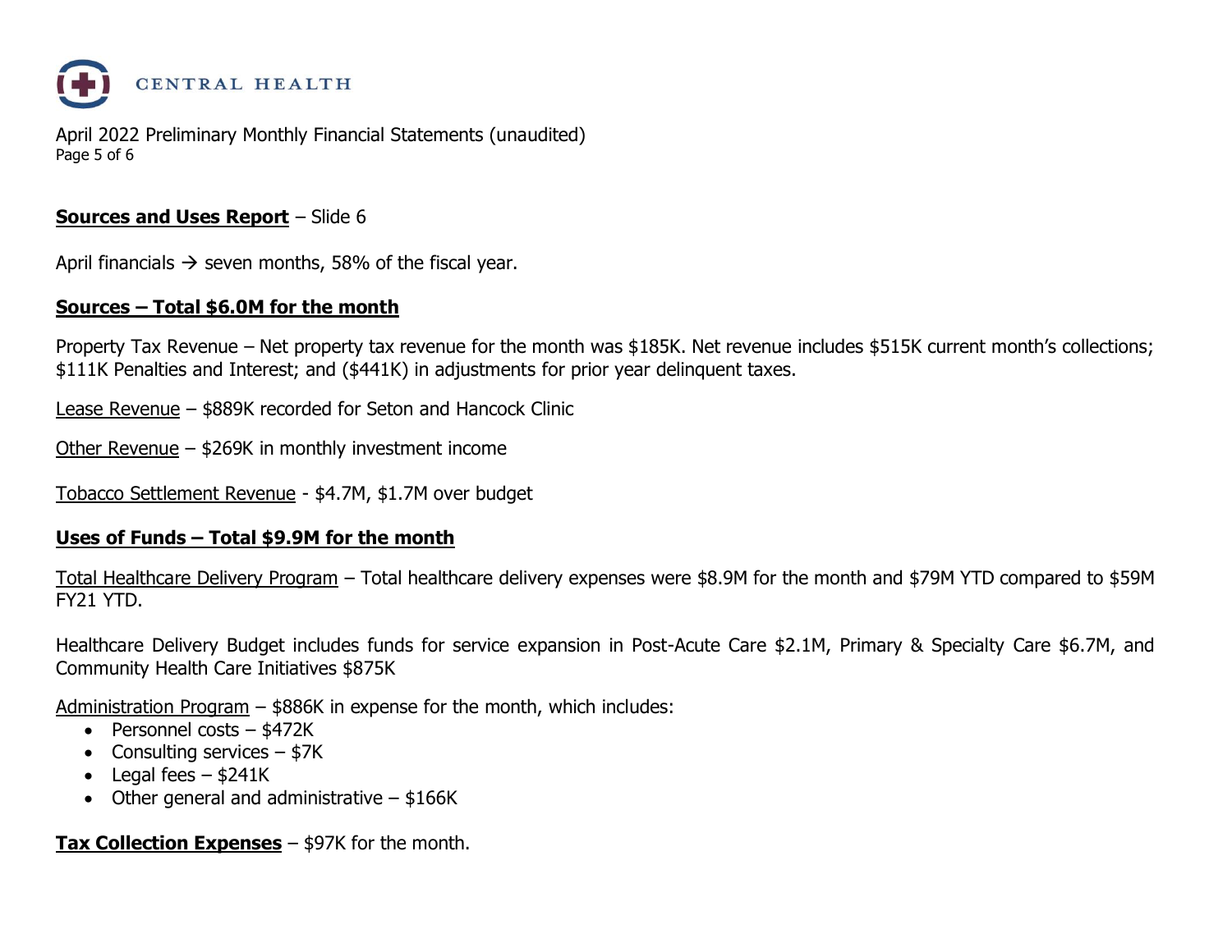**Sources and Uses Report** – Slide 6

April financials → seven months, 58% of the fiscal year.

**Sources – Total $6.0M for the month**

Property Tax Revenue – Net property tax revenue for the month was $185K. Net revenue includes $515K current month's collections; $111K Penalties and Interest; and ($441K) in adjustments for prior year delinquent taxes.

Lease Revenue – $889K recorded for Seton and Hancock Clinic

Other Revenue – $269K in monthly investment income

Tobacco Settlement Revenue - $4.7M, $1.7M over budget

**Uses of Funds – Total $9.9M for the month**

Total Healthcare Delivery Program – Total healthcare delivery expenses were $8.9M for the month and $79M YTD compared to $59M FY21 YTD.

Healthcare Delivery Budget includes funds for service expansion in Post-Acute Care $2.1M, Primary & Specialty Care $6.7M, and Community Health Care Initiatives $875K

Administration Program – $886K in expense for the month, which includes:

- Personnel costs – $472K
- Consulting services – $7K
- Legal fees – $241K
- Other general and administrative – $166K

**Tax Collection Expenses** – $97K for the month.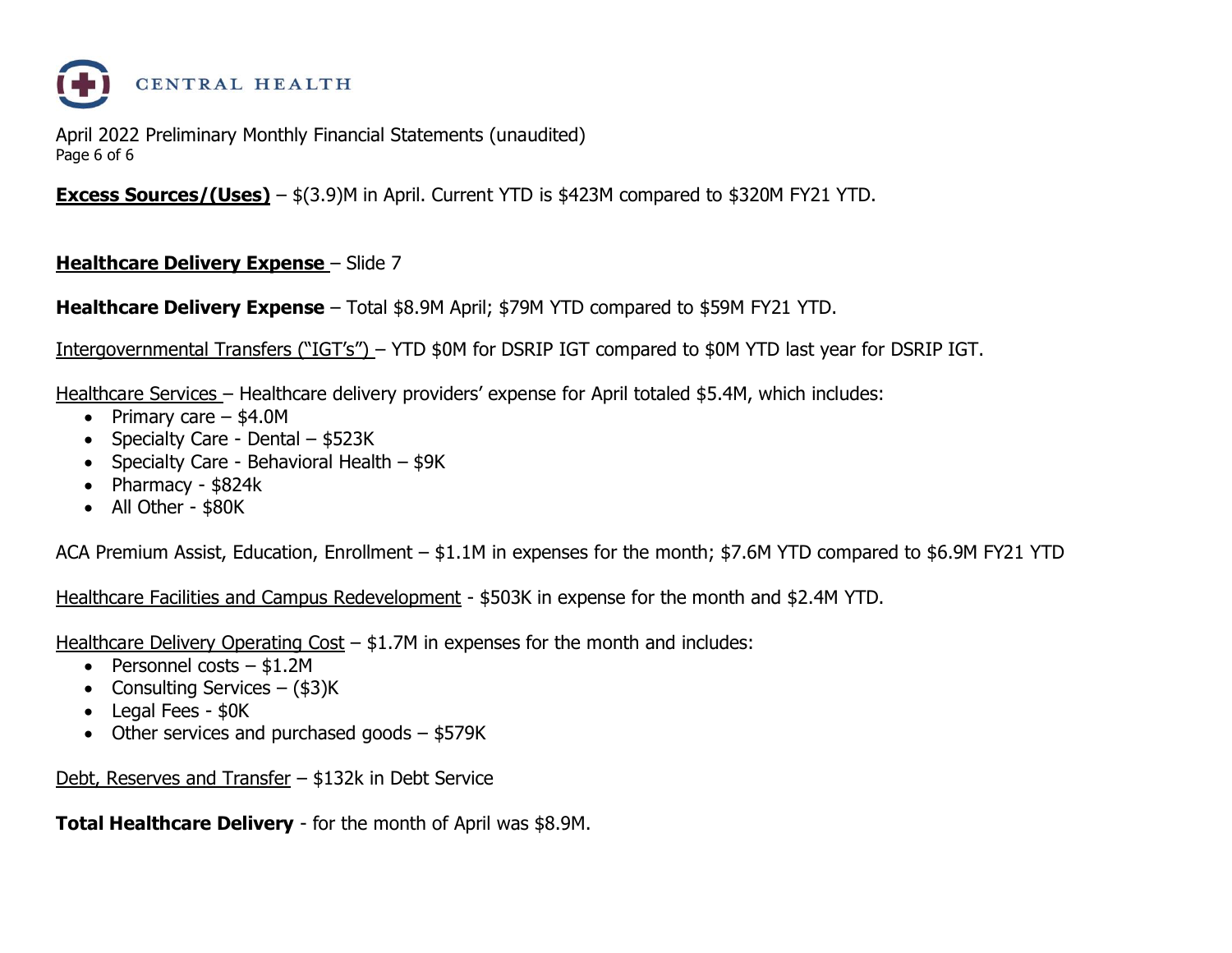April 2022 Preliminary Monthly Financial Statements (unaudited)

**<u>Excess Sources/(Uses)</u>** – $(3.9)M in April. Current YTD is $423M compared to $320M FY21 YTD.

**<u>Healthcare Delivery Expense</u>** – Slide 7

**Healthcare Delivery Expense** – Total $8.9M April; $79M YTD compared to $59M FY21 YTD.

<u>Intergovernmental Transfers ("IGT's")</u> – YTD $0M for DSRIP IGT compared to $0M YTD last year for DSRIP IGT.

<u>Healthcare Services</u> – Healthcare delivery providers' expense for April totaled $5.4M, which includes:

- Primary care – $4.0M
- Specialty Care - Dental – $523K
- Specialty Care - Behavioral Health – $9K
- Pharmacy - $824k
- All Other - $80K

ACA Premium Assist, Education, Enrollment – $1.1M in expenses for the month; $7.6M YTD compared to $6.9M FY21 YTD

<u>Healthcare Facilities and Campus Redevelopment</u> - $503K in expense for the month and $2.4M YTD.

<u>Healthcare Delivery Operating Cost</u> – $1.7M in expenses for the month and includes:

- Personnel costs – $1.2M
- Consulting Services – ($3)K
- Legal Fees - $0K
- Other services and purchased goods – $579K

<u>Debt, Reserves and Transfer</u> – $132k in Debt Service

**Total Healthcare Delivery** - for the month of April was $8.9M.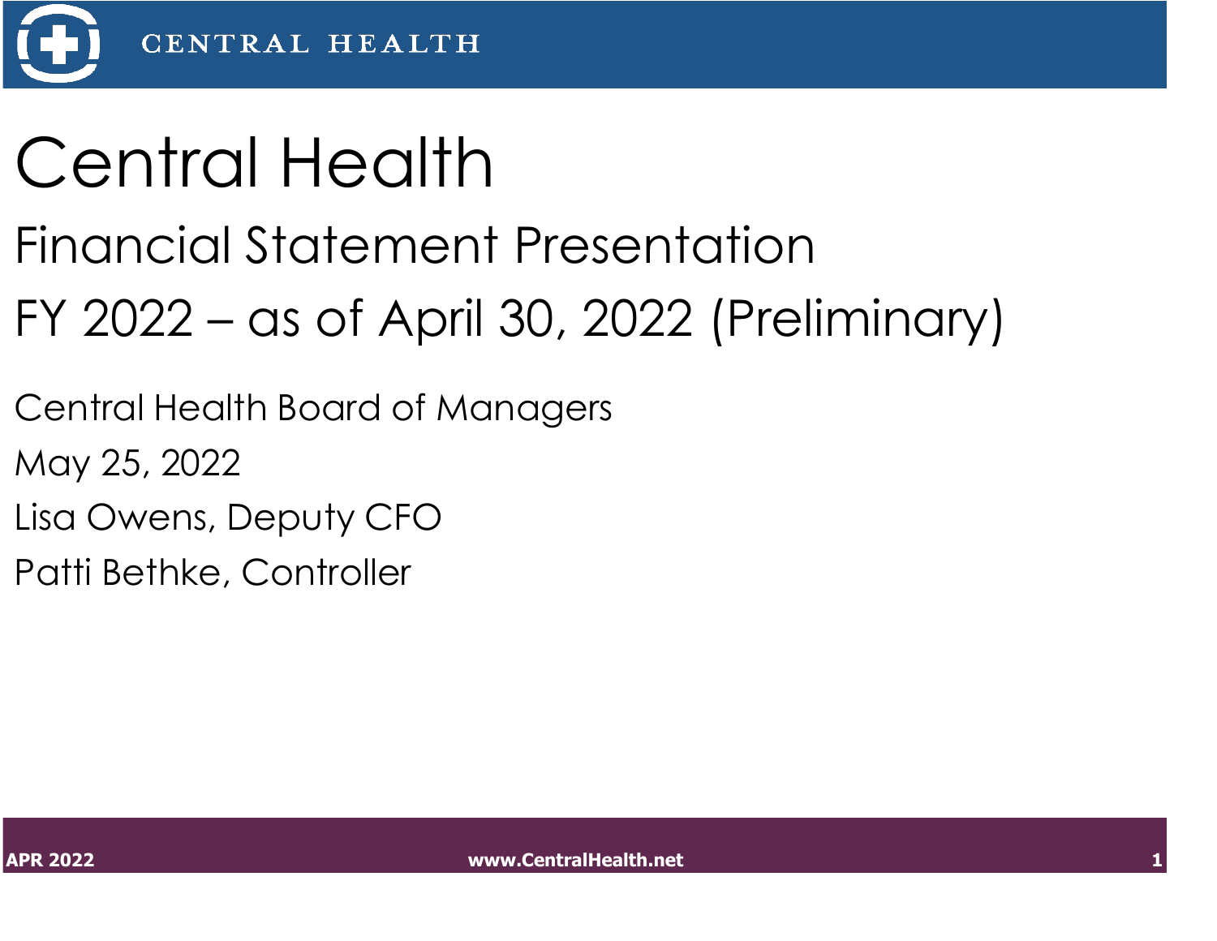# Central Health

## Financial Statement Presentation

## FY 2022 – as of April 30, 2022 (Preliminary)

Central Health Board of Managers

May 25, 2022

Lisa Owens, Deputy CFO

Patti Bethke, Controller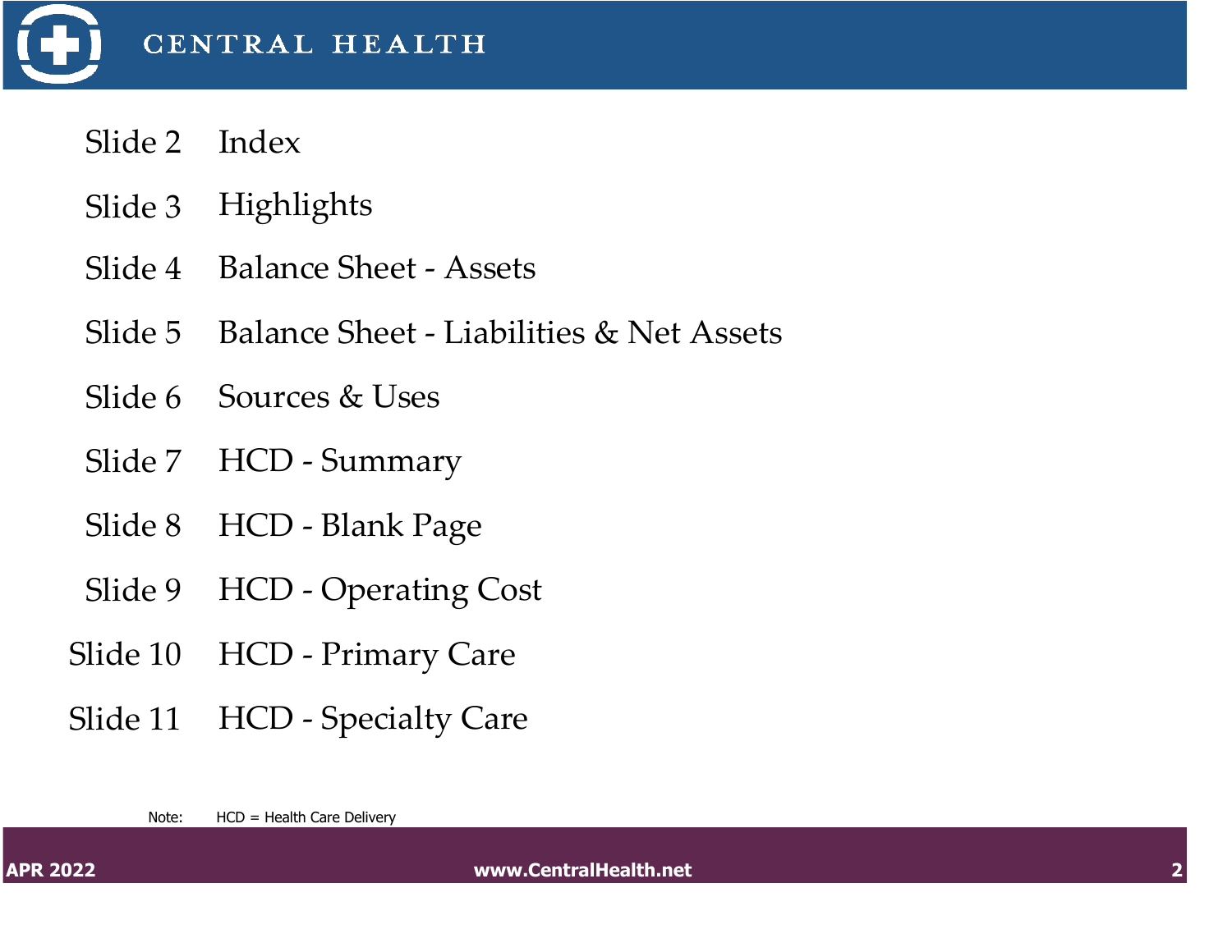# CENTRAL HEALTH

| Slide | Title |
|---|---|
| Slide 2 | Index |
| Slide 3 | Highlights |
| Slide 4 | Balance Sheet - Assets |
| Slide 5 | Balance Sheet - Liabilities & Net Assets |
| Slide 6 | Sources & Uses |
| Slide 7 | HCD - Summary |
| Slide 8 | HCD - Blank Page |
| Slide 9 | HCD - Operating Cost |
| Slide 10 | HCD - Primary Care |
| Slide 11 | HCD - Specialty Care |

Note: HCD = Health Care Delivery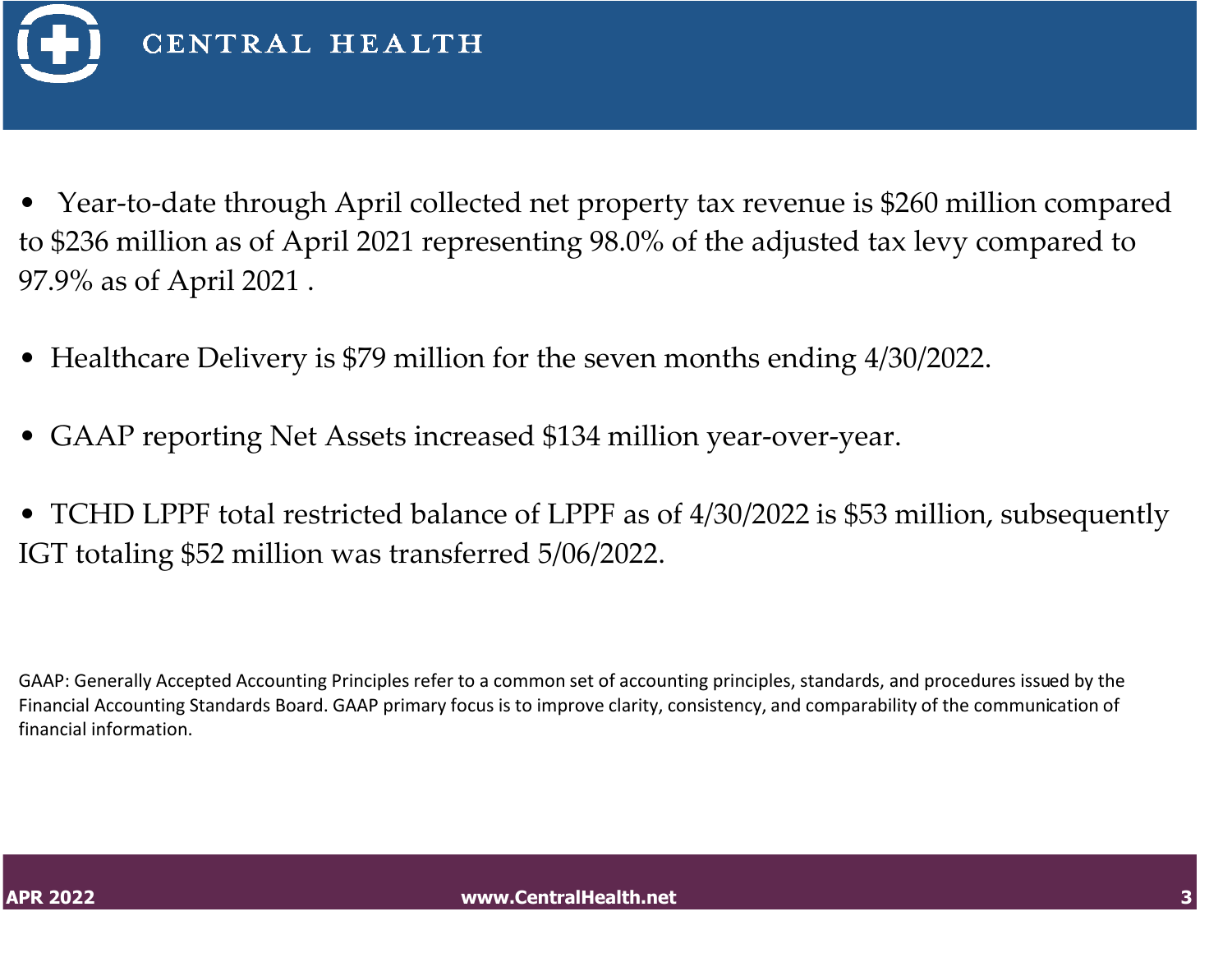- Year-to-date through April collected net property tax revenue is $260 million compared to $236 million as of April 2021 representing 98.0% of the adjusted tax levy compared to 97.9% as of April 2021 .

- Healthcare Delivery is $79 million for the seven months ending 4/30/2022.

- GAAP reporting Net Assets increased $134 million year-over-year.

- TCHD LPPF total restricted balance of LPPF as of 4/30/2022 is $53 million, subsequently IGT totaling $52 million was transferred 5/06/2022.

GAAP: Generally Accepted Accounting Principles refer to a common set of accounting principles, standards, and procedures issued by the Financial Accounting Standards Board. GAAP primary focus is to improve clarity, consistency, and comparability of the communication of financial information.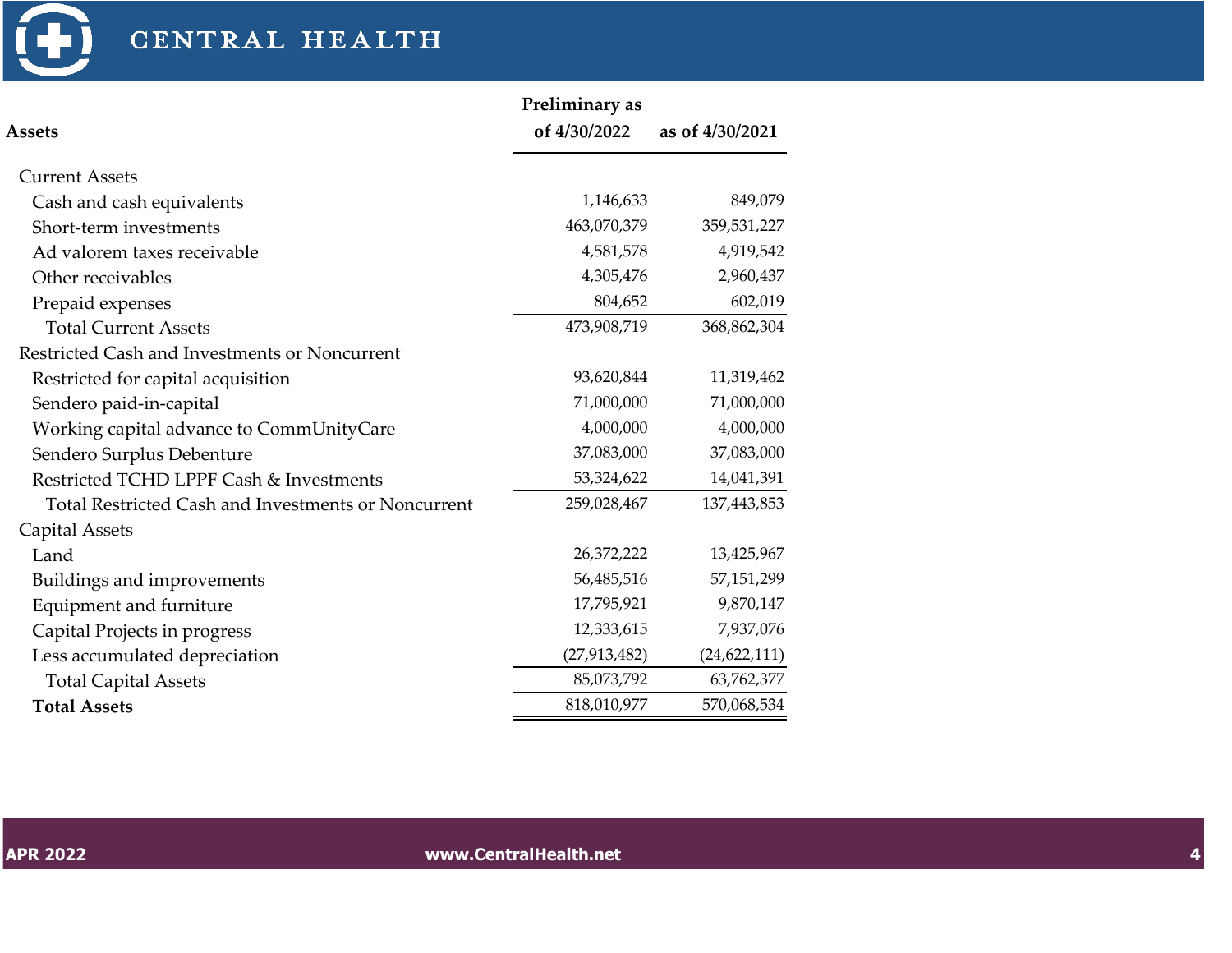| Assets | Preliminary as of 4/30/2022 | as of 4/30/2021 |
|---|---|---|
| Current Assets | | |
| Cash and cash equivalents | 1,146,633 | 849,079 |
| Short-term investments | 463,070,379 | 359,531,227 |
| Ad valorem taxes receivable | 4,581,578 | 4,919,542 |
| Other receivables | 4,305,476 | 2,960,437 |
| Prepaid expenses | 804,652 | 602,019 |
| Total Current Assets | 473,908,719 | 368,862,304 |
| Restricted Cash and Investments or Noncurrent | | |
| Restricted for capital acquisition | 93,620,844 | 11,319,462 |
| Sendero paid-in-capital | 71,000,000 | 71,000,000 |
| Working capital advance to CommUnityCare | 4,000,000 | 4,000,000 |
| Sendero Surplus Debenture | 37,083,000 | 37,083,000 |
| Restricted TCHD LPPF Cash & Investments | 53,324,622 | 14,041,391 |
| Total Restricted Cash and Investments or Noncurrent | 259,028,467 | 137,443,853 |
| Capital Assets | | |
| Land | 26,372,222 | 13,425,967 |
| Buildings and improvements | 56,485,516 | 57,151,299 |
| Equipment and furniture | 17,795,921 | 9,870,147 |
| Capital Projects in progress | 12,333,615 | 7,937,076 |
| Less accumulated depreciation | (27,913,482) | (24,622,111) |
| Total Capital Assets | 85,073,792 | 63,762,377 |
| **Total Assets** | 818,010,977 | 570,068,534 |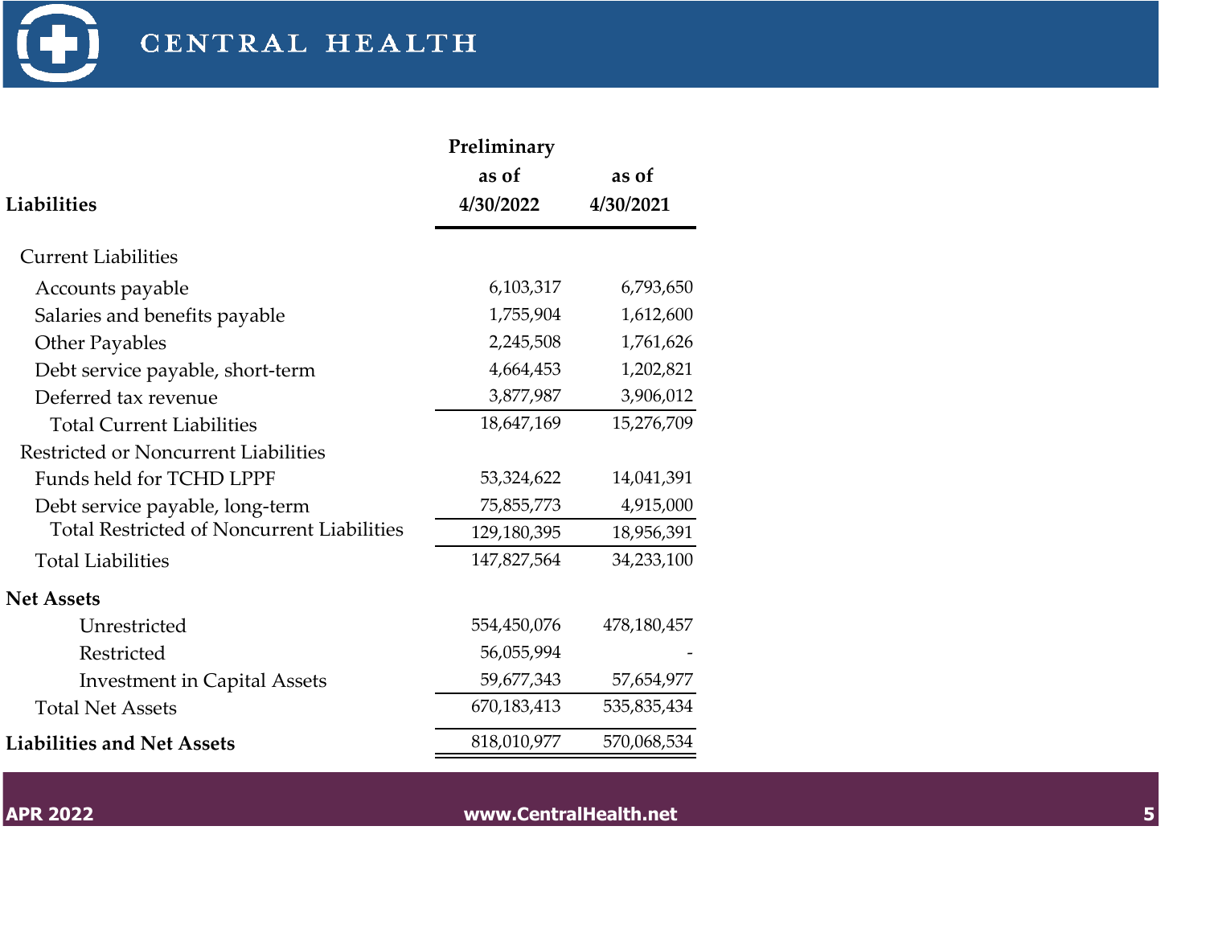| Liabilities | Preliminary as of 4/30/2022 | as of 4/30/2021 |
|---|---|---|
| Current Liabilities | | |
| Accounts payable | 6,103,317 | 6,793,650 |
| Salaries and benefits payable | 1,755,904 | 1,612,600 |
| Other Payables | 2,245,508 | 1,761,626 |
| Debt service payable, short-term | 4,664,453 | 1,202,821 |
| Deferred tax revenue | 3,877,987 | 3,906,012 |
| Total Current Liabilities | 18,647,169 | 15,276,709 |
| Restricted or Noncurrent Liabilities | | |
| Funds held for TCHD LPPF | 53,324,622 | 14,041,391 |
| Debt service payable, long-term | 75,855,773 | 4,915,000 |
| Total Restricted of Noncurrent Liabilities | 129,180,395 | 18,956,391 |
| Total Liabilities | 147,827,564 | 34,233,100 |
| **Net Assets** | | |
| Unrestricted | 554,450,076 | 478,180,457 |
| Restricted | 56,055,994 | - |
| Investment in Capital Assets | 59,677,343 | 57,654,977 |
| Total Net Assets | 670,183,413 | 535,835,434 |
| **Liabilities and Net Assets** | 818,010,977 | 570,068,534 |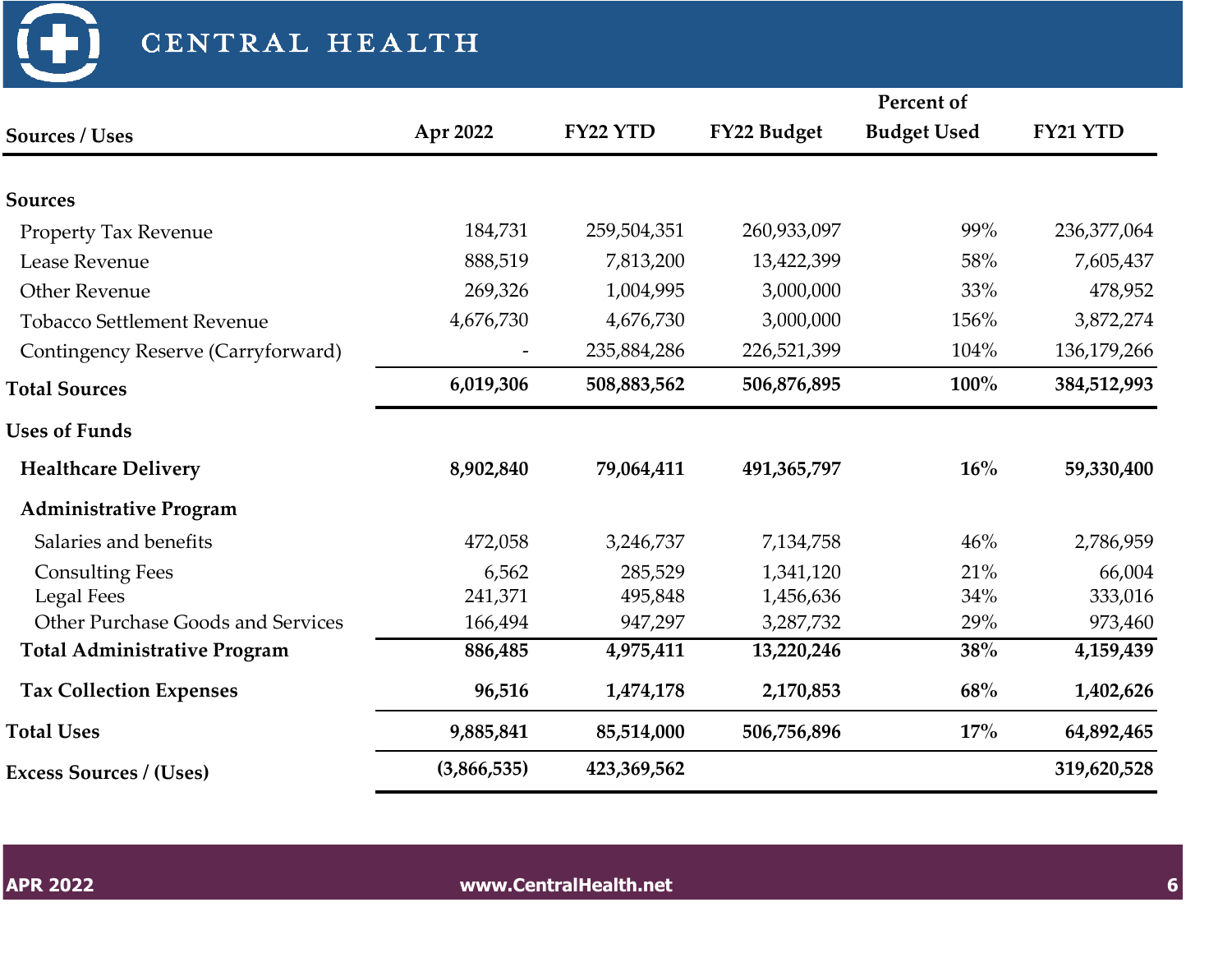# CENTRAL HEALTH

| Sources / Uses | Apr 2022 | FY22 YTD | FY22 Budget | Percent of Budget Used | FY21 YTD |
|---|---|---|---|---|---|
| **Sources** | | | | | |
| Property Tax Revenue | 184,731 | 259,504,351 | 260,933,097 | 99% | 236,377,064 |
| Lease Revenue | 888,519 | 7,813,200 | 13,422,399 | 58% | 7,605,437 |
| Other Revenue | 269,326 | 1,004,995 | 3,000,000 | 33% | 478,952 |
| Tobacco Settlement Revenue | 4,676,730 | 4,676,730 | 3,000,000 | 156% | 3,872,274 |
| Contingency Reserve (Carryforward) | - | 235,884,286 | 226,521,399 | 104% | 136,179,266 |
| **Total Sources** | **6,019,306** | **508,883,562** | **506,876,895** | **100%** | **384,512,993** |
| **Uses of Funds** | | | | | |
| **Healthcare Delivery** | **8,902,840** | **79,064,411** | **491,365,797** | **16%** | **59,330,400** |
| **Administrative Program** | | | | | |
| Salaries and benefits | 472,058 | 3,246,737 | 7,134,758 | 46% | 2,786,959 |
| Consulting Fees | 6,562 | 285,529 | 1,341,120 | 21% | 66,004 |
| Legal Fees | 241,371 | 495,848 | 1,456,636 | 34% | 333,016 |
| Other Purchase Goods and Services | 166,494 | 947,297 | 3,287,732 | 29% | 973,460 |
| **Total Administrative Program** | **886,485** | **4,975,411** | **13,220,246** | **38%** | **4,159,439** |
| **Tax Collection Expenses** | **96,516** | **1,474,178** | **2,170,853** | **68%** | **1,402,626** |
| **Total Uses** | **9,885,841** | **85,514,000** | **506,756,896** | **17%** | **64,892,465** |
| **Excess Sources / (Uses)** | **(3,866,535)** | **423,369,562** | | | **319,620,528** |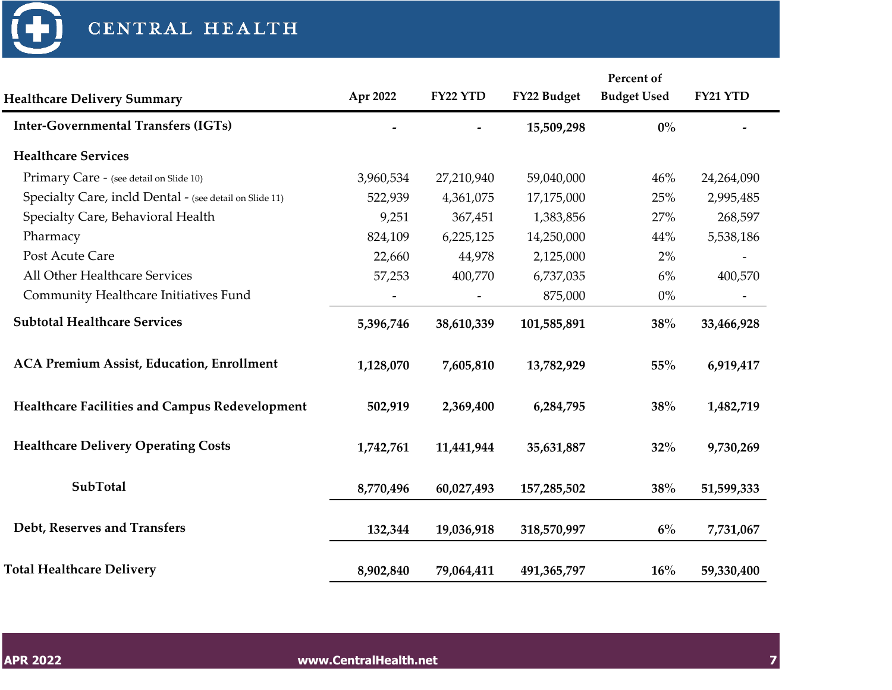| Healthcare Delivery Summary | Apr 2022 | FY22 YTD | FY22 Budget | Percent of Budget Used | FY21 YTD |
|---|---|---|---|---|---|
| **Inter-Governmental Transfers (IGTs)** | **-** | **-** | **15,509,298** | **0%** | **-** |
| **Healthcare Services** | | | | | |
| Primary Care - (see detail on Slide 10) | 3,960,534 | 27,210,940 | 59,040,000 | 46% | 24,264,090 |
| Specialty Care, incld Dental - (see detail on Slide 11) | 522,939 | 4,361,075 | 17,175,000 | 25% | 2,995,485 |
| Specialty Care, Behavioral Health | 9,251 | 367,451 | 1,383,856 | 27% | 268,597 |
| Pharmacy | 824,109 | 6,225,125 | 14,250,000 | 44% | 5,538,186 |
| Post Acute Care | 22,660 | 44,978 | 2,125,000 | 2% | - |
| All Other Healthcare Services | 57,253 | 400,770 | 6,737,035 | 6% | 400,570 |
| Community Healthcare Initiatives Fund | - | - | 875,000 | 0% | - |
| **Subtotal Healthcare Services** | **5,396,746** | **38,610,339** | **101,585,891** | **38%** | **33,466,928** |
| **ACA Premium Assist, Education, Enrollment** | **1,128,070** | **7,605,810** | **13,782,929** | **55%** | **6,919,417** |
| **Healthcare Facilities and Campus Redevelopment** | **502,919** | **2,369,400** | **6,284,795** | **38%** | **1,482,719** |
| **Healthcare Delivery Operating Costs** | **1,742,761** | **11,441,944** | **35,631,887** | **32%** | **9,730,269** |
| **SubTotal** | **8,770,496** | **60,027,493** | **157,285,502** | **38%** | **51,599,333** |
| **Debt, Reserves and Transfers** | **132,344** | **19,036,918** | **318,570,997** | **6%** | **7,731,067** |
| **Total Healthcare Delivery** | **8,902,840** | **79,064,411** | **491,365,797** | **16%** | **59,330,400** |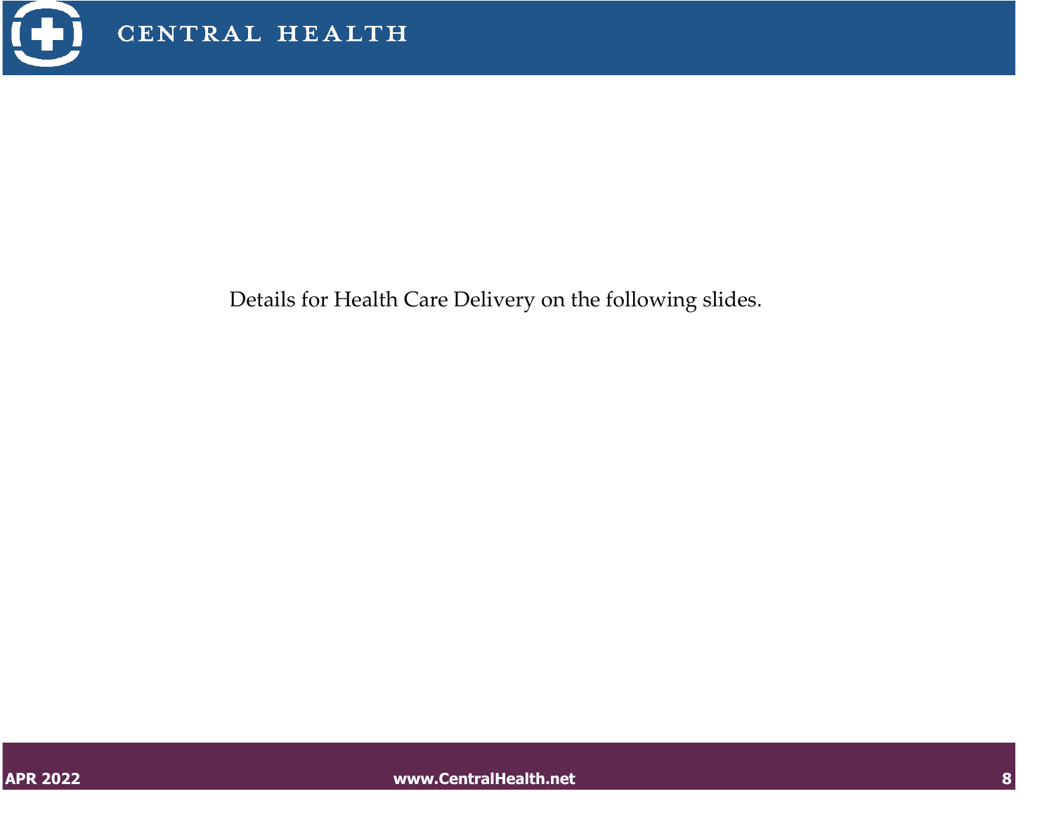Details for Health Care Delivery on the following slides.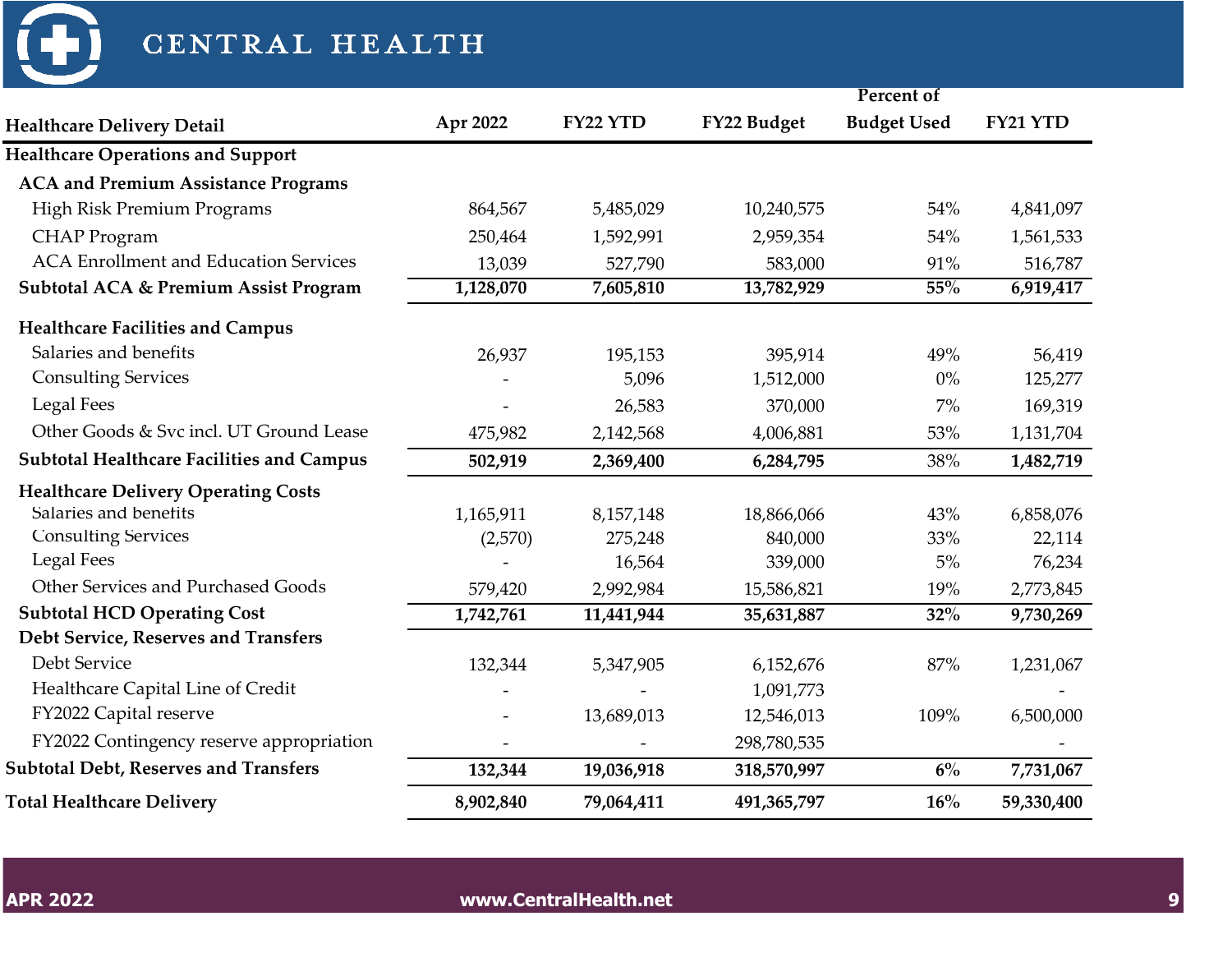| Healthcare Delivery Detail | Apr 2022 | FY22 YTD | FY22 Budget | Percent of Budget Used | FY21 YTD |
|---|---|---|---|---|---|
| **Healthcare Operations and Support** | | | | | |
| **ACA and Premium Assistance Programs** | | | | | |
| High Risk Premium Programs | 864,567 | 5,485,029 | 10,240,575 | 54% | 4,841,097 |
| CHAP Program | 250,464 | 1,592,991 | 2,959,354 | 54% | 1,561,533 |
| ACA Enrollment and Education Services | 13,039 | 527,790 | 583,000 | 91% | 516,787 |
| **Subtotal ACA & Premium Assist Program** | **1,128,070** | **7,605,810** | **13,782,929** | **55%** | **6,919,417** |
| **Healthcare Facilities and Campus** | | | | | |
| Salaries and benefits | 26,937 | 195,153 | 395,914 | 49% | 56,419 |
| Consulting Services | - | 5,096 | 1,512,000 | 0% | 125,277 |
| Legal Fees | - | 26,583 | 370,000 | 7% | 169,319 |
| Other Goods & Svc incl. UT Ground Lease | 475,982 | 2,142,568 | 4,006,881 | 53% | 1,131,704 |
| **Subtotal Healthcare Facilities and Campus** | **502,919** | **2,369,400** | **6,284,795** | 38% | **1,482,719** |
| **Healthcare Delivery Operating Costs** | | | | | |
| Salaries and benefits | 1,165,911 | 8,157,148 | 18,866,066 | 43% | 6,858,076 |
| Consulting Services | (2,570) | 275,248 | 840,000 | 33% | 22,114 |
| Legal Fees | - | 16,564 | 339,000 | 5% | 76,234 |
| Other Services and Purchased Goods | 579,420 | 2,992,984 | 15,586,821 | 19% | 2,773,845 |
| **Subtotal HCD Operating Cost** | **1,742,761** | **11,441,944** | **35,631,887** | **32%** | **9,730,269** |
| **Debt Service, Reserves and Transfers** | | | | | |
| Debt Service | 132,344 | 5,347,905 | 6,152,676 | 87% | 1,231,067 |
| Healthcare Capital Line of Credit | - | - | 1,091,773 | | - |
| FY2022 Capital reserve | - | 13,689,013 | 12,546,013 | 109% | 6,500,000 |
| FY2022 Contingency reserve appropriation | - | - | 298,780,535 | | - |
| **Subtotal Debt, Reserves and Transfers** | **132,344** | **19,036,918** | **318,570,997** | **6%** | **7,731,067** |
| **Total Healthcare Delivery** | **8,902,840** | **79,064,411** | **491,365,797** | **16%** | **59,330,400** |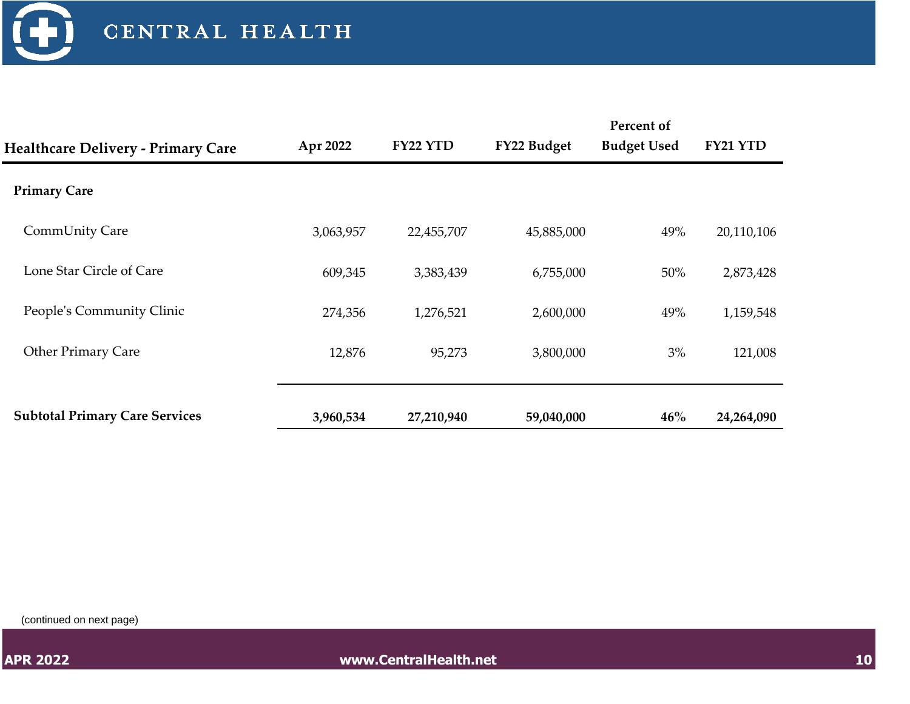| Healthcare Delivery - Primary Care | Apr 2022 | FY22 YTD | FY22 Budget | Percent of Budget Used | FY21 YTD |
|---|---|---|---|---|---|
| **Primary Care** | | | | | |
| CommUnity Care | 3,063,957 | 22,455,707 | 45,885,000 | 49% | 20,110,106 |
| Lone Star Circle of Care | 609,345 | 3,383,439 | 6,755,000 | 50% | 2,873,428 |
| People's Community Clinic | 274,356 | 1,276,521 | 2,600,000 | 49% | 1,159,548 |
| Other Primary Care | 12,876 | 95,273 | 3,800,000 | 3% | 121,008 |
| **Subtotal Primary Care Services** | **3,960,534** | **27,210,940** | **59,040,000** | **46%** | **24,264,090** |

(continued on next page)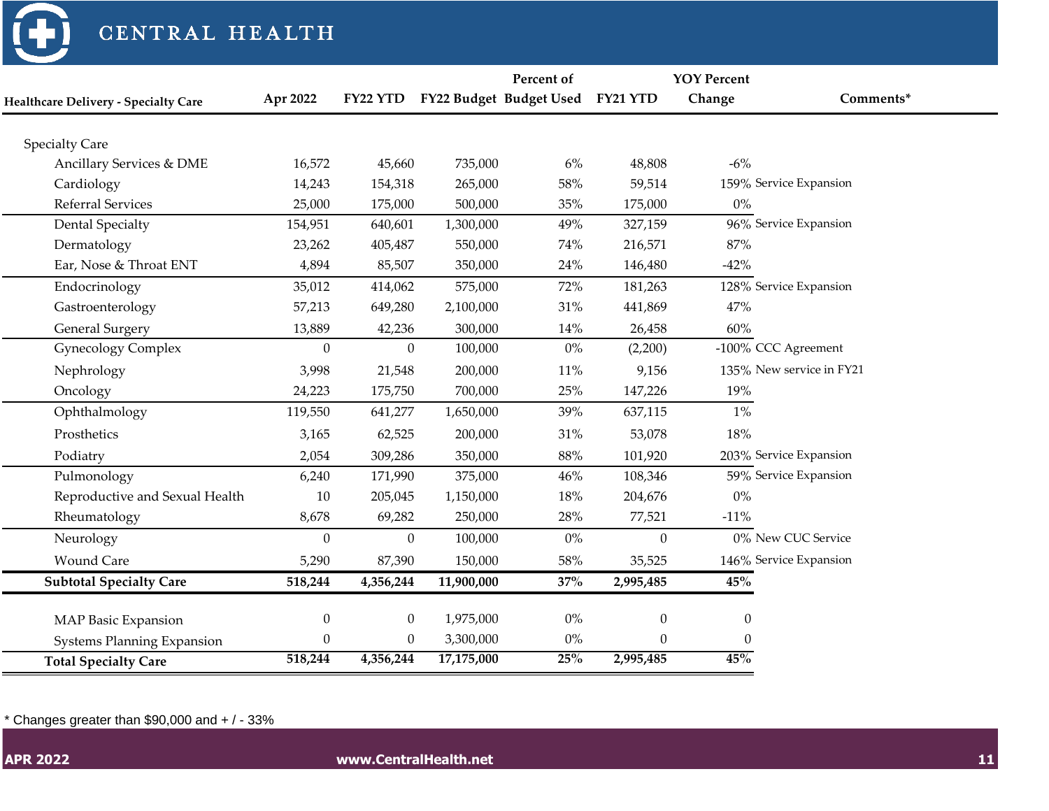# CENTRAL HEALTH

| Healthcare Delivery - Specialty Care | Apr 2022 | FY22 YTD | FY22 Budget | Percent of Budget Used | FY21 YTD | YOY Percent Change | Comments* |
|---|---|---|---|---|---|---|---|
| Specialty Care | | | | | | | |
| Ancillary Services & DME | 16,572 | 45,660 | 735,000 | 6% | 48,808 | -6% | |
| Cardiology | 14,243 | 154,318 | 265,000 | 58% | 59,514 | 159% | Service Expansion |
| Referral Services | 25,000 | 175,000 | 500,000 | 35% | 175,000 | 0% | |
| Dental Specialty | 154,951 | 640,601 | 1,300,000 | 49% | 327,159 | 96% | Service Expansion |
| Dermatology | 23,262 | 405,487 | 550,000 | 74% | 216,571 | 87% | |
| Ear, Nose & Throat ENT | 4,894 | 85,507 | 350,000 | 24% | 146,480 | -42% | |
| Endocrinology | 35,012 | 414,062 | 575,000 | 72% | 181,263 | 128% | Service Expansion |
| Gastroenterology | 57,213 | 649,280 | 2,100,000 | 31% | 441,869 | 47% | |
| General Surgery | 13,889 | 42,236 | 300,000 | 14% | 26,458 | 60% | |
| Gynecology Complex | 0 | 0 | 100,000 | 0% | (2,200) | -100% | CCC Agreement |
| Nephrology | 3,998 | 21,548 | 200,000 | 11% | 9,156 | 135% | New service in FY21 |
| Oncology | 24,223 | 175,750 | 700,000 | 25% | 147,226 | 19% | |
| Ophthalmology | 119,550 | 641,277 | 1,650,000 | 39% | 637,115 | 1% | |
| Prosthetics | 3,165 | 62,525 | 200,000 | 31% | 53,078 | 18% | |
| Podiatry | 2,054 | 309,286 | 350,000 | 88% | 101,920 | 203% | Service Expansion |
| Pulmonology | 6,240 | 171,990 | 375,000 | 46% | 108,346 | 59% | Service Expansion |
| Reproductive and Sexual Health | 10 | 205,045 | 1,150,000 | 18% | 204,676 | 0% | |
| Rheumatology | 8,678 | 69,282 | 250,000 | 28% | 77,521 | -11% | |
| Neurology | 0 | 0 | 100,000 | 0% | 0 | 0% | New CUC Service |
| Wound Care | 5,290 | 87,390 | 150,000 | 58% | 35,525 | 146% | Service Expansion |
| **Subtotal Specialty Care** | **518,244** | **4,356,244** | **11,900,000** | **37%** | **2,995,485** | **45%** | |
| MAP Basic Expansion | 0 | 0 | 1,975,000 | 0% | 0 | 0 | |
| Systems Planning Expansion | 0 | 0 | 3,300,000 | 0% | 0 | 0 | |
| **Total Specialty Care** | **518,244** | **4,356,244** | **17,175,000** | **25%** | **2,995,485** | **45%** | |

\* Changes greater than $90,000 and + / - 33%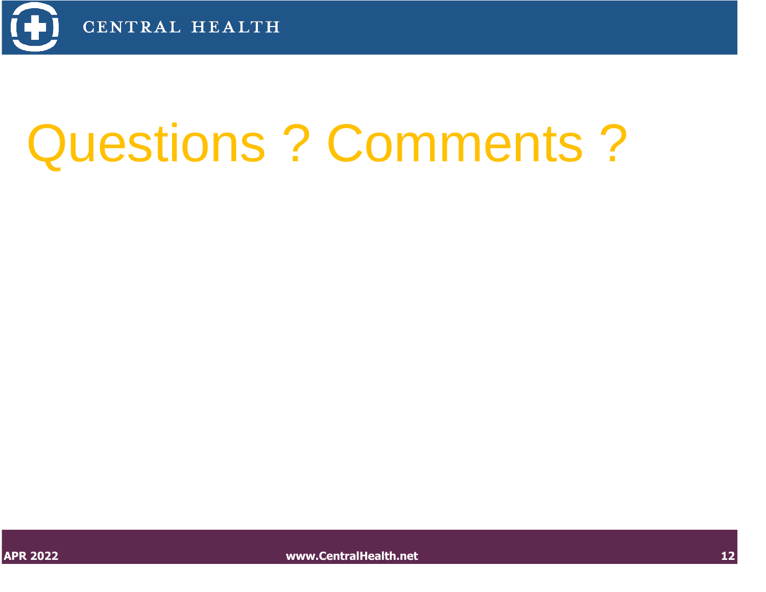# Questions ? Comments ?